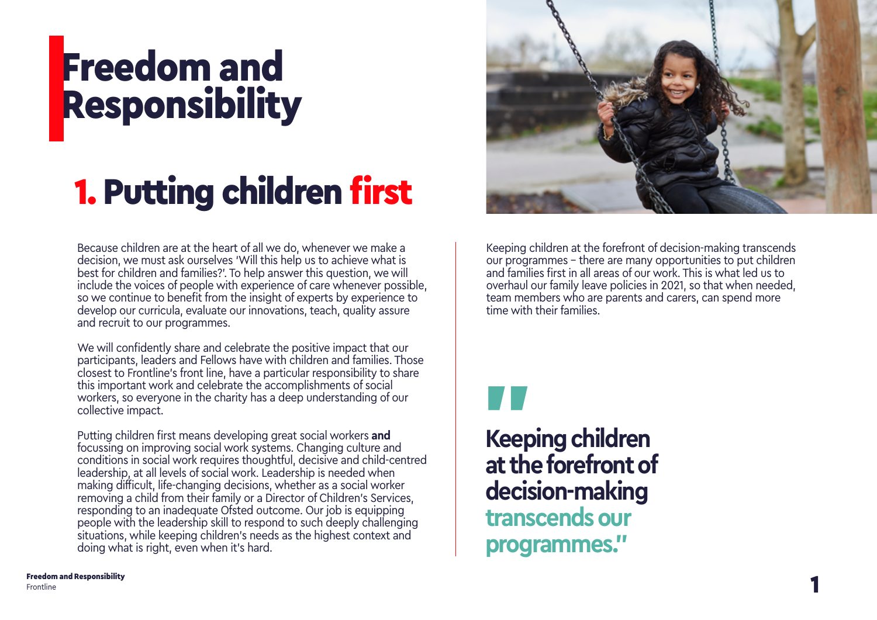# Freedom and Responsibility

## 1. Putting children first

Because children are at the heart of all we do, whenever we make a decision, we must ask ourselves 'Will this help us to achieve what is best for children and families?'. To help answer this question, we will include the voices of people with experience of care whenever possible, so we continue to benefit from the insight of experts by experience to develop our curricula, evaluate our innovations, teach, quality assure and recruit to our programmes.

We will confidently share and celebrate the positive impact that our participants, leaders and Fellows have with children and families. Those closest to Frontline's front line, have a particular responsibility to share this important work and celebrate the accomplishments of social workers, so everyone in the charity has a deep understanding of our collective impact.

Putting children first means developing great social workers **and** focussing on improving social work systems. Changing culture and conditions in social work requires thoughtful, decisive and child-centred leadership, at all levels of social work. Leadership is needed when making difficult, life-changing decisions, whether as a social worker removing a child from their family or a Director of Children's Services, responding to an inadequate Ofsted outcome. Our job is equipping people with the leadership skill to respond to such deeply challenging situations, while keeping children's needs as the highest context and doing what is right, even when it's hard.

Keeping children at the forefront of decision-making transcends our programmes – there are many opportunities to put children and families first in all areas of our work. This is what led us to overhaul our family leave policies in 2021, so that when needed, team members who are parents and carers, can spend more time with their families.

> **"Keeping children at the forefront of decision-making transcends our programmes."**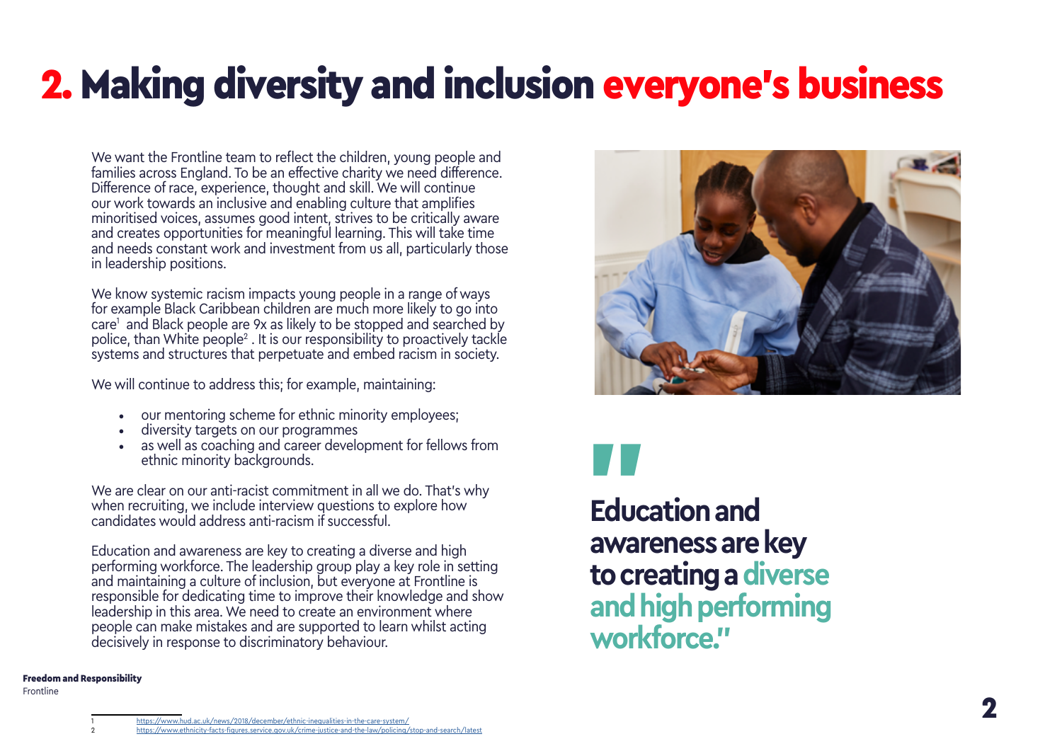# 2. Making diversity and inclusion everyone's business

We want the Frontline team to reflect the children, young people and families across England. To be an effective charity we need difference. Difference of race, experience, thought and skill. We will continue our work towards an inclusive and enabling culture that amplifies minoritised voices, assumes good intent, strives to be critically aware and creates opportunities for meaningful learning. This will take time and needs constant work and investment from us all, particularly those in leadership positions.

We know systemic racism impacts young people in a range of ways for example Black Caribbean children are much more likely to go into care[1] and Black people are 9x as likely to be stopped and searched by police, than White people[2] . It is our responsibility to proactively tackle systems and structures that perpetuate and embed racism in society.

We will continue to address this; for example, maintaining:

- our mentoring scheme for ethnic minority employees;
- diversity targets on our programmes
- as well as coaching and career development for fellows from ethnic minority backgrounds.

We are clear on our anti-racist commitment in all we do. That's why when recruiting, we include interview questions to explore how candidates would address anti-racism if successful.

Education and awareness are key to creating a diverse and high performing workforce. The leadership group play a key role in setting and maintaining a culture of inclusion, but everyone at Frontline is responsible for dedicating time to improve their knowledge and show leadership in this area. We need to create an environment where people can make mistakes and are supported to learn whilst acting decisively in response to discriminatory behaviour.

> **"Education and awareness are key to creating a diverse and high performing workforce."**

1 https://www.hud.ac.uk/news/2018/december/ethnic-inequalities-in-the-care-system/

2 https://www.ethnicity-facts-figures.service.gov.uk/crime-justice-and-the-law/policing/stop-and-search/latest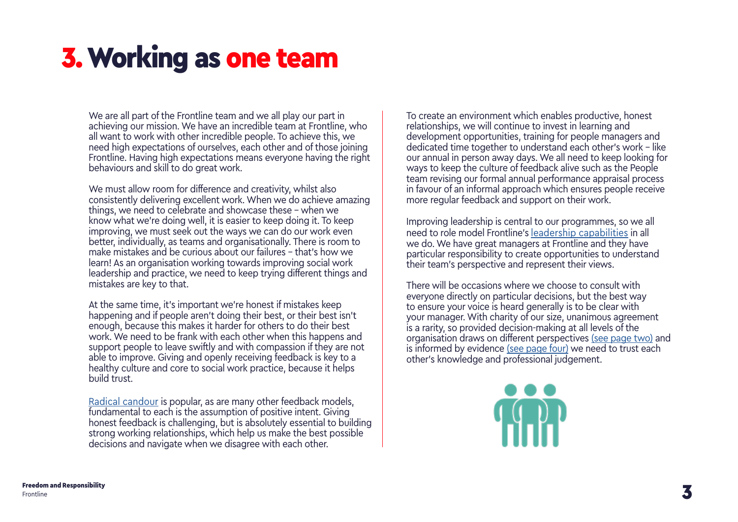# 3. Working as one team

We are all part of the Frontline team and we all play our part in achieving our mission. We have an incredible team at Frontline, who all want to work with other incredible people. To achieve this, we need high expectations of ourselves, each other and of those joining Frontline. Having high expectations means everyone having the right behaviours and skill to do great work.

We must allow room for difference and creativity, whilst also consistently delivering excellent work. When we do achieve amazing things, we need to celebrate and showcase these – when we know what we're doing well, it is easier to keep doing it. To keep improving, we must seek out the ways we can do our work even better, individually, as teams and organisationally. There is room to make mistakes and be curious about our failures – that's how we learn! As an organisation working towards improving social work leadership and practice, we need to keep trying different things and mistakes are key to that.

At the same time, it's important we're honest if mistakes keep happening and if people aren't doing their best, or their best isn't enough, because this makes it harder for others to do their best work. We need to be frank with each other when this happens and support people to leave swiftly and with compassion if they are not able to improve. Giving and openly receiving feedback is key to a healthy culture and core to social work practice, because it helps build trust.

Radical candour is popular, as are many other feedback models, fundamental to each is the assumption of positive intent. Giving honest feedback is challenging, but is absolutely essential to building strong working relationships, which help us make the best possible decisions and navigate when we disagree with each other.

To create an environment which enables productive, honest relationships, we will continue to invest in learning and development opportunities, training for people managers and dedicated time together to understand each other's work – like our annual in person away days. We all need to keep looking for ways to keep the culture of feedback alive such as the People team revising our formal annual performance appraisal process in favour of an informal approach which ensures people receive more regular feedback and support on their work.

Improving leadership is central to our programmes, so we all need to role model Frontline's leadership capabilities in all we do. We have great managers at Frontline and they have particular responsibility to create opportunities to understand their team's perspective and represent their views.

There will be occasions where we choose to consult with everyone directly on particular decisions, but the best way to ensure your voice is heard generally is to be clear with your manager. With charity of our size, unanimous agreement is a rarity, so provided decision-making at all levels of the organisation draws on different perspectives (see page two) and is informed by evidence (see page four) we need to trust each other's knowledge and professional judgement.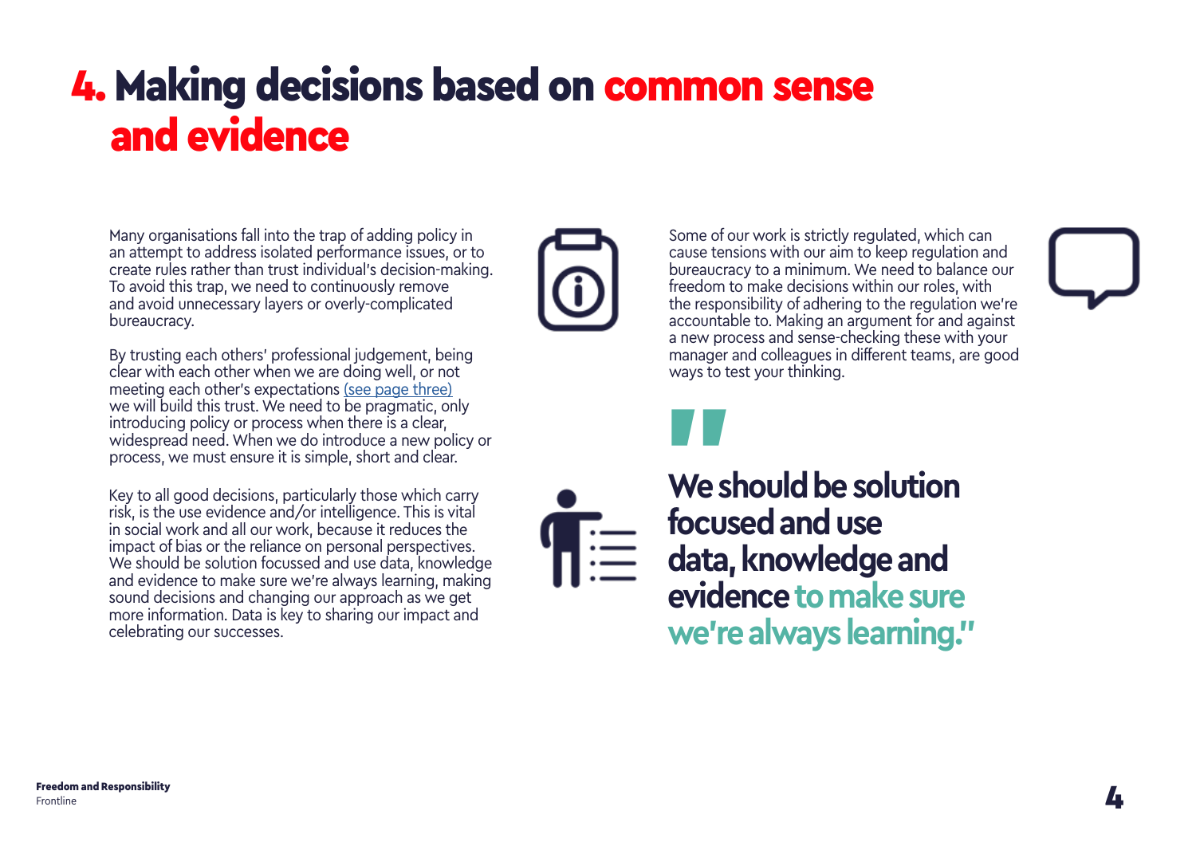# 4. Making decisions based on common sense and evidence

Many organisations fall into the trap of adding policy in an attempt to address isolated performance issues, or to create rules rather than trust individual's decision-making. To avoid this trap, we need to continuously remove and avoid unnecessary layers or overly-complicated bureaucracy.

By trusting each others' professional judgement, being clear with each other when we are doing well, or not meeting each other's expectations (see page three) we will build this trust. We need to be pragmatic, only introducing policy or process when there is a clear, widespread need. When we do introduce a new policy or process, we must ensure it is simple, short and clear.

Key to all good decisions, particularly those which carry risk, is the use evidence and/or intelligence. This is vital in social work and all our work, because it reduces the impact of bias or the reliance on personal perspectives. We should be solution focussed and use data, knowledge and evidence to make sure we're always learning, making sound decisions and changing our approach as we get more information. Data is key to sharing our impact and celebrating our successes.

Some of our work is strictly regulated, which can cause tensions with our aim to keep regulation and bureaucracy to a minimum. We need to balance our freedom to make decisions within our roles, with the responsibility of adhering to the regulation we're accountable to. Making an argument for and against a new process and sense-checking these with your manager and colleagues in different teams, are good ways to test your thinking.

> **"We should be solution focused and use data, knowledge and evidence to make sure we're always learning."**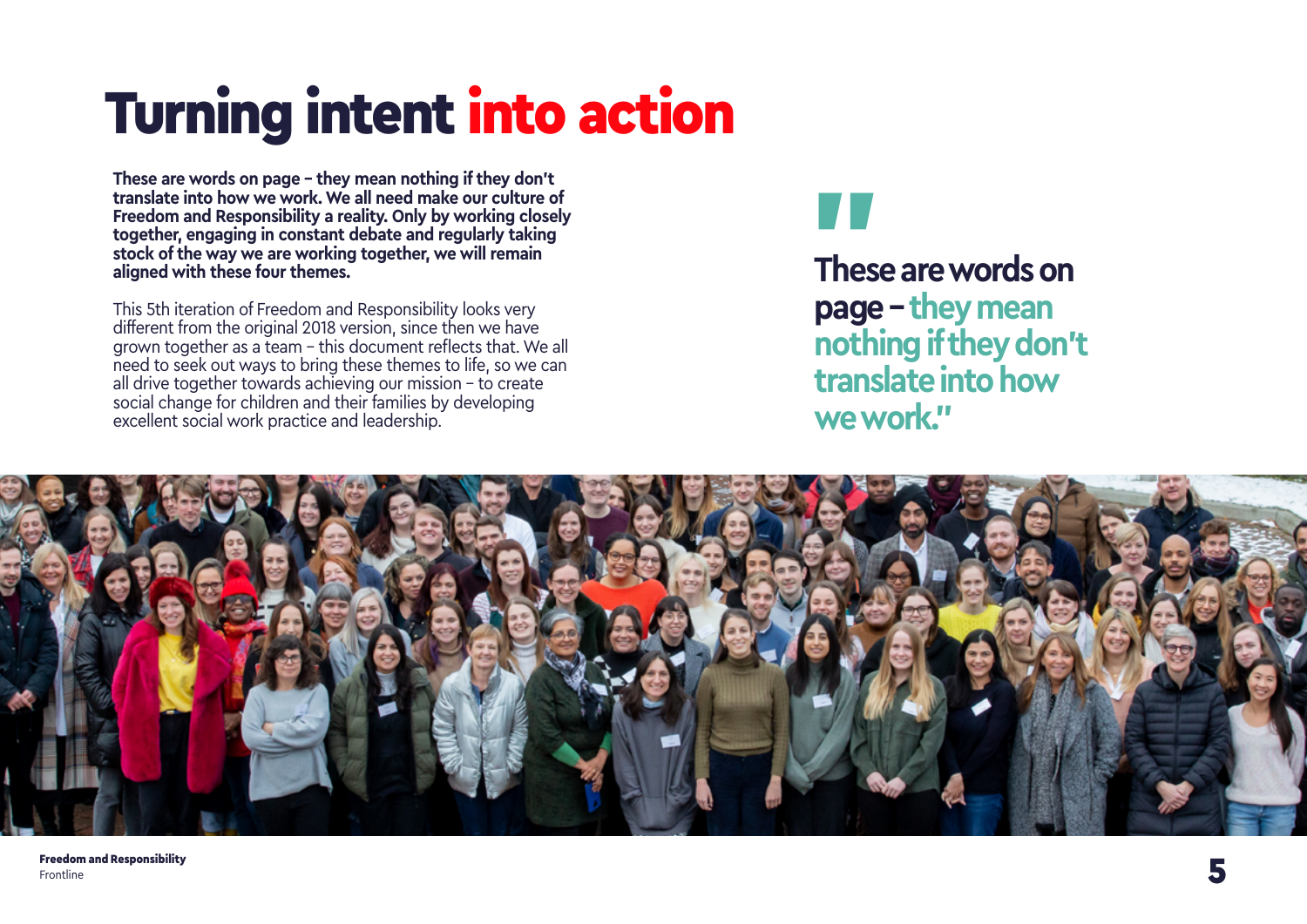# Turning intent into action

**These are words on page – they mean nothing if they don't translate into how we work. We all need make our culture of Freedom and Responsibility a reality. Only by working closely together, engaging in constant debate and regularly taking stock of the way we are working together, we will remain aligned with these four themes.**

This 5th iteration of Freedom and Responsibility looks very different from the original 2018 version, since then we have grown together as a team – this document reflects that. We all need to seek out ways to bring these themes to life, so we can all drive together towards achieving our mission – to create social change for children and their families by developing excellent social work practice and leadership.

> **"These are words on page – they mean nothing if they don't translate into how we work."**